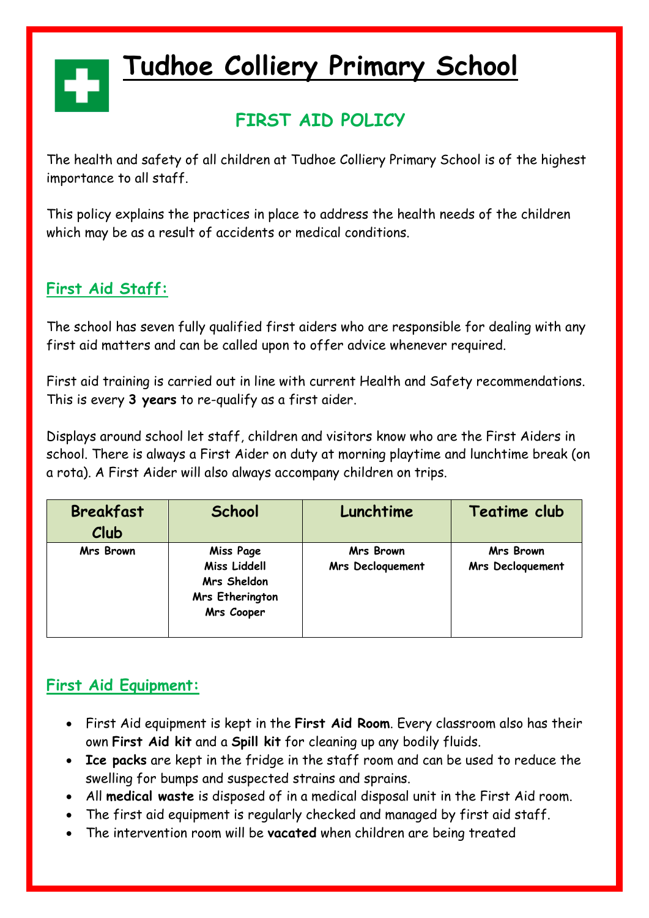# Tudhoe Colliery Primary School

## FIRST AID POLICY

The health and safety of all children at Tudhoe Colliery Primary School is of the highest importance to all staff.

This policy explains the practices in place to address the health needs of the children which may be as a result of accidents or medical conditions.

### First Aid Staff:

The school has seven fully qualified first aiders who are responsible for dealing with any first aid matters and can be called upon to offer advice whenever required.

First aid training is carried out in line with current Health and Safety recommendations. This is every **3 years** to re-qualify as a first aider.

Displays around school let staff, children and visitors know who are the First Aiders in school. There is always a First Aider on duty at morning playtime and lunchtime break (on a rota). A First Aider will also always accompany children on trips.

| Breakfast Club | School | Lunchtime | Teatime club |
| --- | --- | --- | --- |
| Mrs Brown | Miss Page<br>Miss Liddell<br>Mrs Sheldon<br>Mrs Etherington<br>Mrs Cooper | Mrs Brown<br>Mrs Decloquement | Mrs Brown<br>Mrs Decloquement |

### First Aid Equipment:

- First Aid equipment is kept in the **First Aid Room**. Every classroom also has their own **First Aid kit** and a **Spill kit** for cleaning up any bodily fluids.
- **Ice packs** are kept in the fridge in the staff room and can be used to reduce the swelling for bumps and suspected strains and sprains.
- All **medical waste** is disposed of in a medical disposal unit in the First Aid room.
- The first aid equipment is regularly checked and managed by first aid staff.
- The intervention room will be **vacated** when children are being treated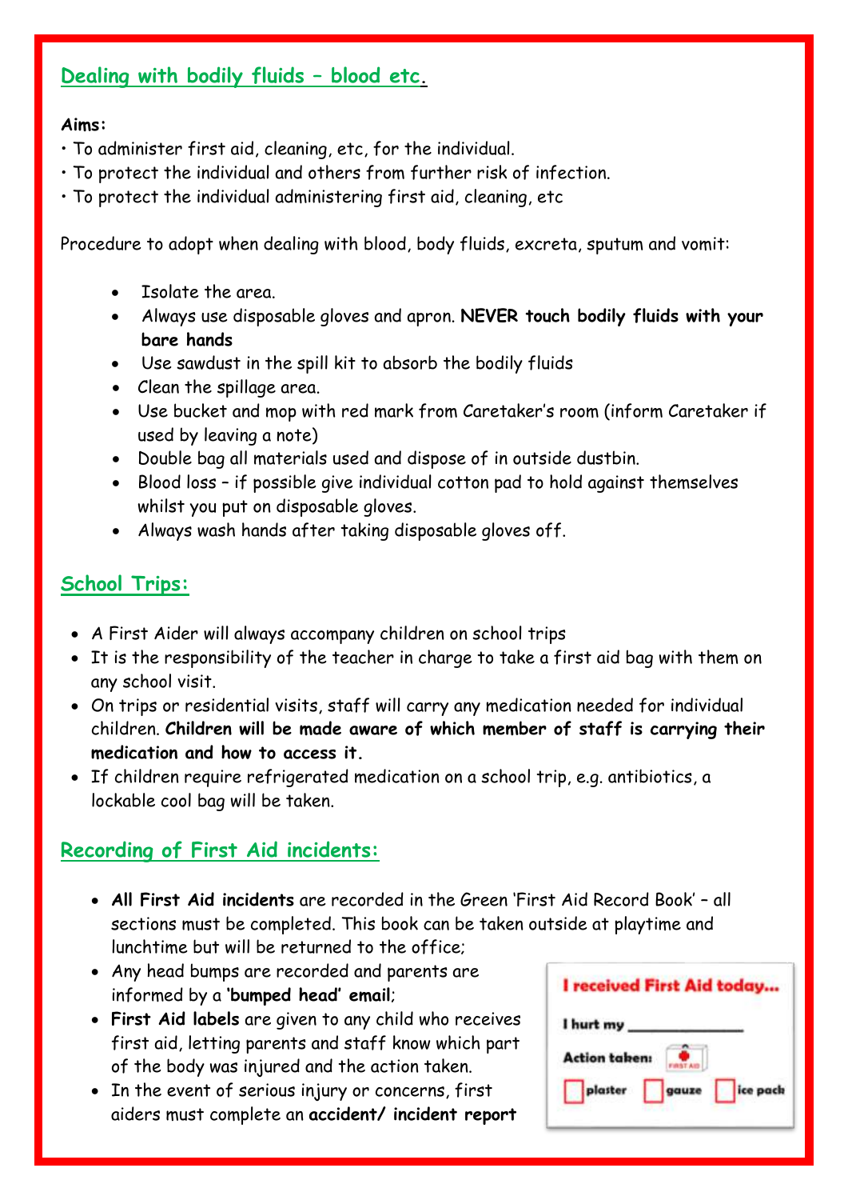## Dealing with bodily fluids – blood etc.

**Aims:**

- To administer first aid, cleaning, etc, for the individual.
- To protect the individual and others from further risk of infection.
- To protect the individual administering first aid, cleaning, etc

Procedure to adopt when dealing with blood, body fluids, excreta, sputum and vomit:

- Isolate the area.
- Always use disposable gloves and apron. **NEVER touch bodily fluids with your bare hands**
- Use sawdust in the spill kit to absorb the bodily fluids
- Clean the spillage area.
- Use bucket and mop with red mark from Caretaker's room (inform Caretaker if used by leaving a note)
- Double bag all materials used and dispose of in outside dustbin.
- Blood loss – if possible give individual cotton pad to hold against themselves whilst you put on disposable gloves.
- Always wash hands after taking disposable gloves off.

## School Trips:

- A First Aider will always accompany children on school trips
- It is the responsibility of the teacher in charge to take a first aid bag with them on any school visit.
- On trips or residential visits, staff will carry any medication needed for individual children. **Children will be made aware of which member of staff is carrying their medication and how to access it.**
- If children require refrigerated medication on a school trip, e.g. antibiotics, a lockable cool bag will be taken.

## Recording of First Aid incidents:

- **All First Aid incidents** are recorded in the Green 'First Aid Record Book' – all sections must be completed. This book can be taken outside at playtime and lunchtime but will be returned to the office;
- Any head bumps are recorded and parents are informed by a **'bumped head' email**;
- **First Aid labels** are given to any child who receives first aid, letting parents and staff know which part of the body was injured and the action taken.
- In the event of serious injury or concerns, first aiders must complete an **accident/ incident report**

**I received First Aid today...**

I hurt my \_\_\_\_\_\_\_\_\_\_\_\_

Action taken:

☐ plaster ☐ gauze ☐ ice pack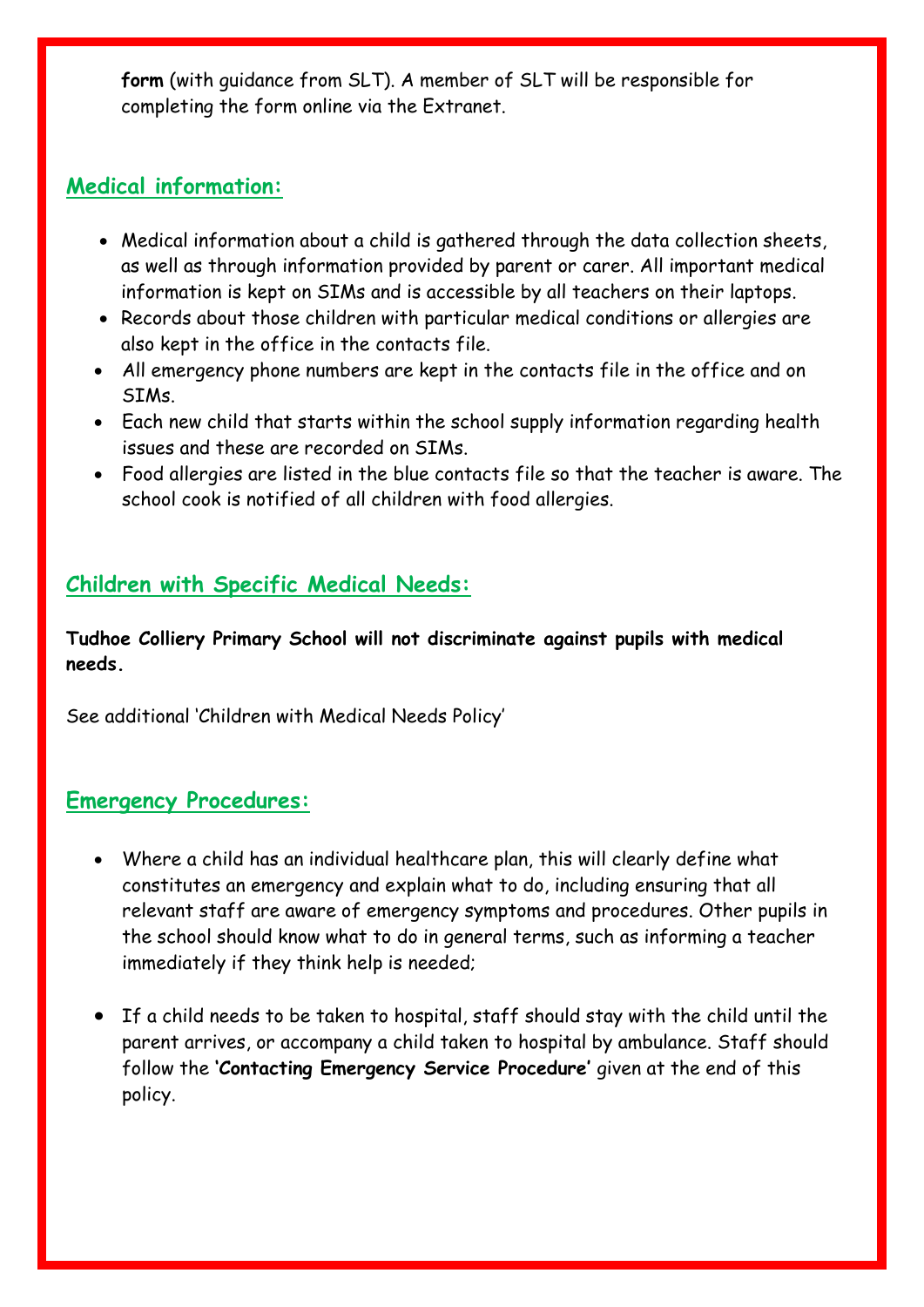**form** (with guidance from SLT). A member of SLT will be responsible for completing the form online via the Extranet.

## Medical information:

- Medical information about a child is gathered through the data collection sheets, as well as through information provided by parent or carer. All important medical information is kept on SIMs and is accessible by all teachers on their laptops.
- Records about those children with particular medical conditions or allergies are also kept in the office in the contacts file.
- All emergency phone numbers are kept in the contacts file in the office and on SIMs.
- Each new child that starts within the school supply information regarding health issues and these are recorded on SIMs.
- Food allergies are listed in the blue contacts file so that the teacher is aware. The school cook is notified of all children with food allergies.

## Children with Specific Medical Needs:

**Tudhoe Colliery Primary School will not discriminate against pupils with medical needs.**

See additional 'Children with Medical Needs Policy'

## Emergency Procedures:

- Where a child has an individual healthcare plan, this will clearly define what constitutes an emergency and explain what to do, including ensuring that all relevant staff are aware of emergency symptoms and procedures. Other pupils in the school should know what to do in general terms, such as informing a teacher immediately if they think help is needed;

- If a child needs to be taken to hospital, staff should stay with the child until the parent arrives, or accompany a child taken to hospital by ambulance. Staff should follow the **'Contacting Emergency Service Procedure'** given at the end of this policy.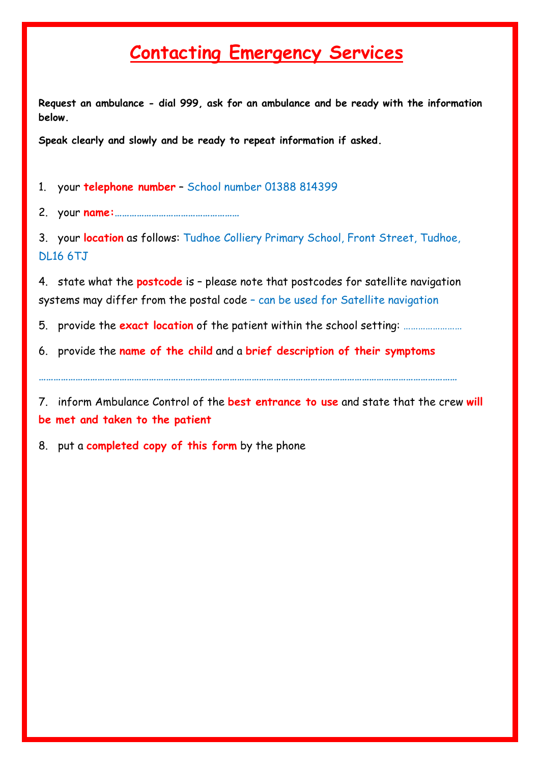# Contacting Emergency Services

**Request an ambulance - dial 999, ask for an ambulance and be ready with the information below.**

**Speak clearly and slowly and be ready to repeat information if asked.**

1. your **telephone number** – School number 01388 814399
2. your **name:**……………………………………………
3. your **location** as follows: Tudhoe Colliery Primary School, Front Street, Tudhoe, DL16 6TJ
4. state what the **postcode** is – please note that postcodes for satellite navigation systems may differ from the postal code – can be used for Satellite navigation
5. provide the **exact location** of the patient within the school setting: ……………………
6. provide the **name of the child** and a **brief description of their symptoms**

……………………………………………………………………………………………………………………………………………

7. inform Ambulance Control of the **best entrance to use** and state that the crew **will be met and taken to the patient**
8. put a **completed copy of this form** by the phone